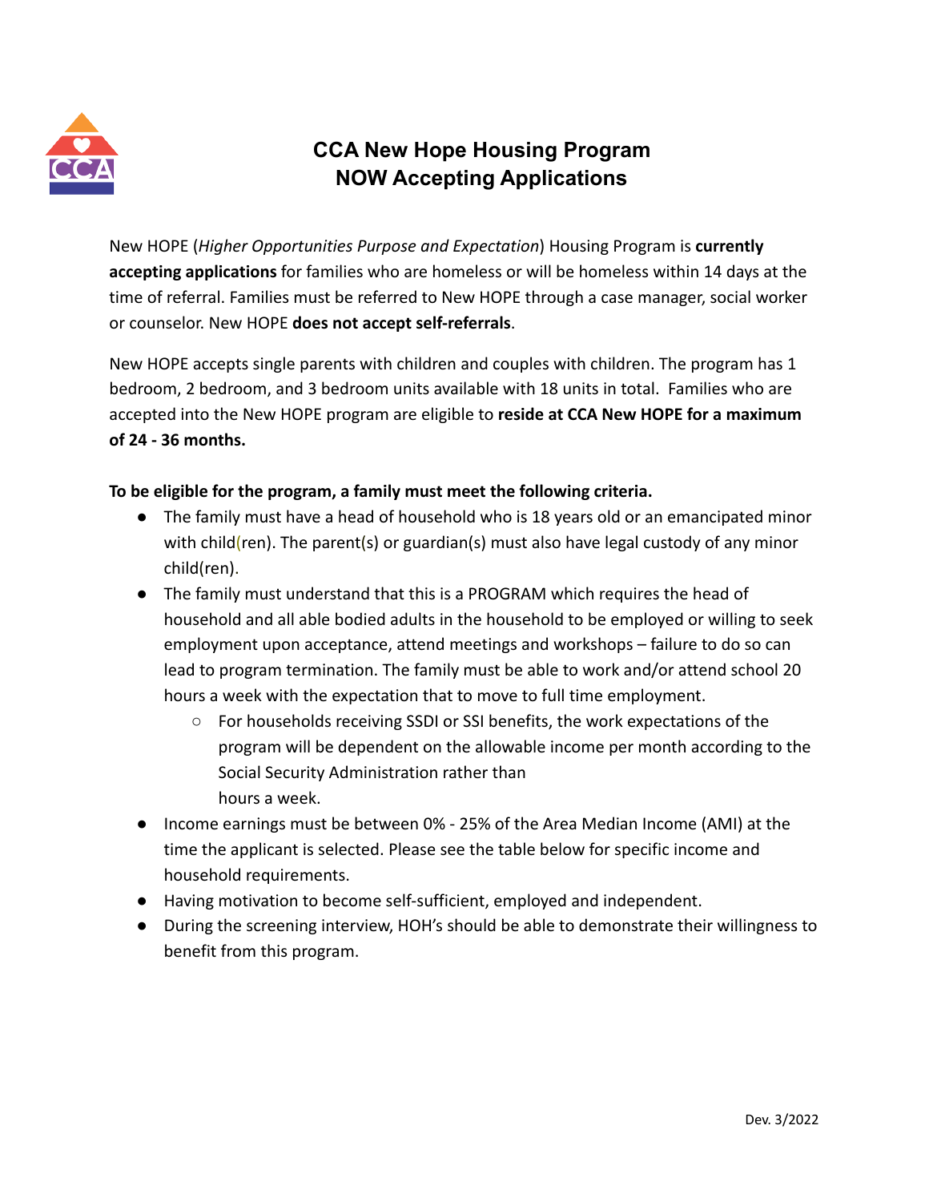# CCA New Hope Housing Program
# NOW Accepting Applications

New HOPE (*Higher Opportunities Purpose and Expectation*) Housing Program is **currently accepting applications** for families who are homeless or will be homeless within 14 days at the time of referral. Families must be referred to New HOPE through a case manager, social worker or counselor. New HOPE **does not accept self-referrals**.

New HOPE accepts single parents with children and couples with children. The program has 1 bedroom, 2 bedroom, and 3 bedroom units available with 18 units in total. Families who are accepted into the New HOPE program are eligible to **reside at CCA New HOPE for a maximum of 24 - 36 months.**

**To be eligible for the program, a family must meet the following criteria.**

- The family must have a head of household who is 18 years old or an emancipated minor with child(ren). The parent(s) or guardian(s) must also have legal custody of any minor child(ren).
- The family must understand that this is a PROGRAM which requires the head of household and all able bodied adults in the household to be employed or willing to seek employment upon acceptance, attend meetings and workshops – failure to do so can lead to program termination. The family must be able to work and/or attend school 20 hours a week with the expectation that to move to full time employment.
  - For households receiving SSDI or SSI benefits, the work expectations of the program will be dependent on the allowable income per month according to the Social Security Administration rather than hours a week.
- Income earnings must be between 0% - 25% of the Area Median Income (AMI) at the time the applicant is selected. Please see the table below for specific income and household requirements.
- Having motivation to become self-sufficient, employed and independent.
- During the screening interview, HOH's should be able to demonstrate their willingness to benefit from this program.

Dev. 3/2022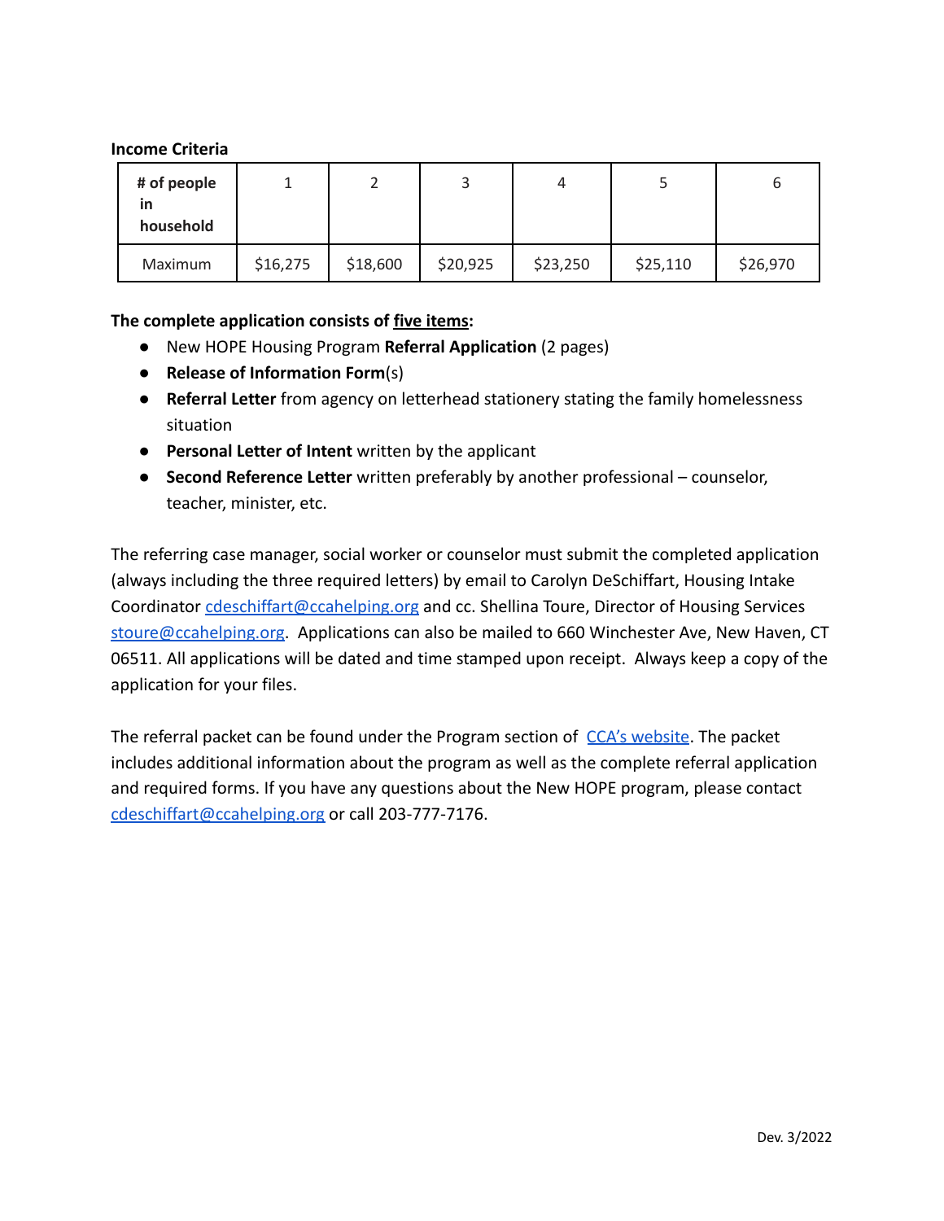**Income Criteria**

| # of people in household | 1 | 2 | 3 | 4 | 5 | 6 |
|---|---|---|---|---|---|---|
| Maximum | $16,275 | $18,600 | $20,925 | $23,250 | $25,110 | $26,970 |

**The complete application consists of five items:**

- New HOPE Housing Program **Referral Application** (2 pages)
- **Release of Information Form**(s)
- **Referral Letter** from agency on letterhead stationery stating the family homelessness situation
- **Personal Letter of Intent** written by the applicant
- **Second Reference Letter** written preferably by another professional – counselor, teacher, minister, etc.

The referring case manager, social worker or counselor must submit the completed application (always including the three required letters) by email to Carolyn DeSchiffart, Housing Intake Coordinator cdeschiffart@ccahelping.org and cc. Shellina Toure, Director of Housing Services stoure@ccahelping.org. Applications can also be mailed to 660 Winchester Ave, New Haven, CT 06511. All applications will be dated and time stamped upon receipt. Always keep a copy of the application for your files.

The referral packet can be found under the Program section of CCA's website. The packet includes additional information about the program as well as the complete referral application and required forms. If you have any questions about the New HOPE program, please contact cdeschiffart@ccahelping.org or call 203-777-7176.

Dev. 3/2022